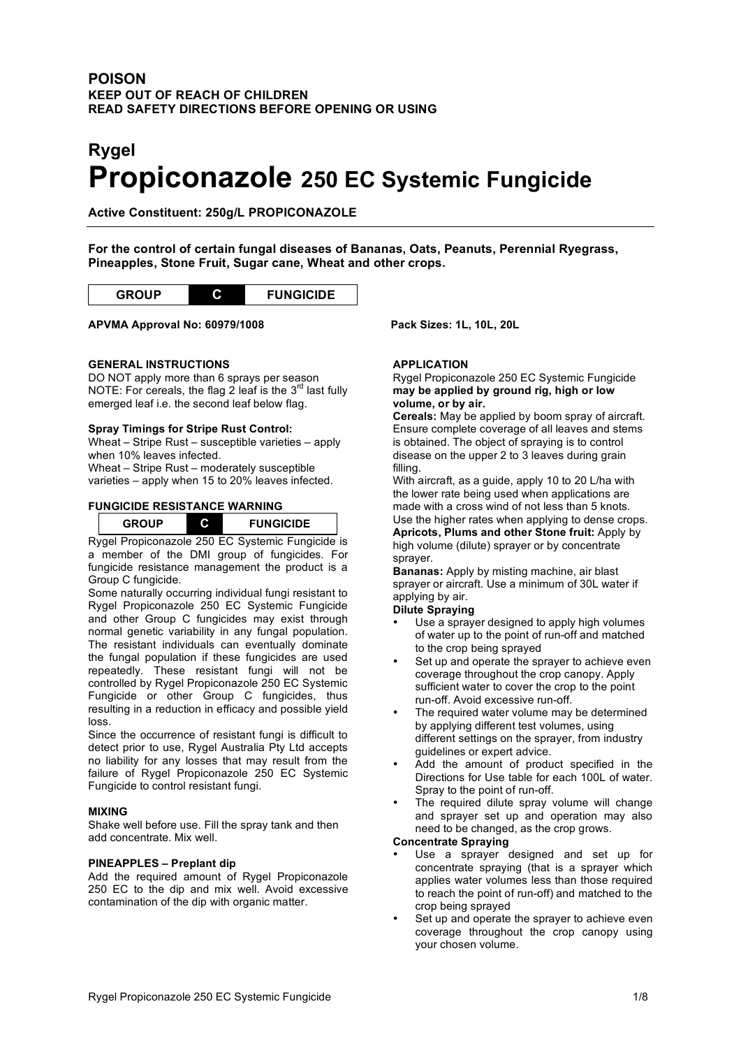**POISON**
**KEEP OUT OF REACH OF CHILDREN**
**READ SAFETY DIRECTIONS BEFORE OPENING OR USING**

# Rygel
# Propiconazole 250 EC Systemic Fungicide

**Active Constituent: 250g/L PROPICONAZOLE**

**For the control of certain fungal diseases of Bananas, Oats, Peanuts, Perennial Ryegrass, Pineapples, Stone Fruit, Sugar cane, Wheat and other crops.**

| GROUP | C | FUNGICIDE |
|---|---|---|

**APVMA Approval No: 60979/1008**

**Pack Sizes: 1L, 10L, 20L**

### GENERAL INSTRUCTIONS

DO NOT apply more than 6 sprays per season
NOTE: For cereals, the flag 2 leaf is the 3rd last fully emerged leaf i.e. the second leaf below flag.

**Spray Timings for Stripe Rust Control:**

Wheat – Stripe Rust – susceptible varieties – apply when 10% leaves infected.
Wheat – Stripe Rust – moderately susceptible varieties – apply when 15 to 20% leaves infected.

### FUNGICIDE RESISTANCE WARNING

| GROUP | C | FUNGICIDE |
|---|---|---|

Rygel Propiconazole 250 EC Systemic Fungicide is a member of the DMI group of fungicides. For fungicide resistance management the product is a Group C fungicide.

Some naturally occurring individual fungi resistant to Rygel Propiconazole 250 EC Systemic Fungicide and other Group C fungicides may exist through normal genetic variability in any fungal population. The resistant individuals can eventually dominate the fungal population if these fungicides are used repeatedly. These resistant fungi will not be controlled by Rygel Propiconazole 250 EC Systemic Fungicide or other Group C fungicides, thus resulting in a reduction in efficacy and possible yield loss.

Since the occurrence of resistant fungi is difficult to detect prior to use, Rygel Australia Pty Ltd accepts no liability for any losses that may result from the failure of Rygel Propiconazole 250 EC Systemic Fungicide to control resistant fungi.

### MIXING

Shake well before use. Fill the spray tank and then add concentrate. Mix well.

### PINEAPPLES – Preplant dip

Add the required amount of Rygel Propiconazole 250 EC to the dip and mix well. Avoid excessive contamination of the dip with organic matter.

### APPLICATION

Rygel Propiconazole 250 EC Systemic Fungicide **may be applied by ground rig, high or low volume, or by air.**

**Cereals:** May be applied by boom spray of aircraft. Ensure complete coverage of all leaves and stems is obtained. The object of spraying is to control disease on the upper 2 to 3 leaves during grain filling.

With aircraft, as a guide, apply 10 to 20 L/ha with the lower rate being used when applications are made with a cross wind of not less than 5 knots. Use the higher rates when applying to dense crops.

**Apricots, Plums and other Stone fruit:** Apply by high volume (dilute) sprayer or by concentrate sprayer.

**Bananas:** Apply by misting machine, air blast sprayer or aircraft. Use a minimum of 30L water if applying by air.

**Dilute Spraying**

- Use a sprayer designed to apply high volumes of water up to the point of run-off and matched to the crop being sprayed
- Set up and operate the sprayer to achieve even coverage throughout the crop canopy. Apply sufficient water to cover the crop to the point run-off. Avoid excessive run-off.
- The required water volume may be determined by applying different test volumes, using different settings on the sprayer, from industry guidelines or expert advice.
- Add the amount of product specified in the Directions for Use table for each 100L of water. Spray to the point of run-off.
- The required dilute spray volume will change and sprayer set up and operation may also need to be changed, as the crop grows.

**Concentrate Spraying**

- Use a sprayer designed and set up for concentrate spraying (that is a sprayer which applies water volumes less than those required to reach the point of run-off) and matched to the crop being sprayed
- Set up and operate the sprayer to achieve even coverage throughout the crop canopy using your chosen volume.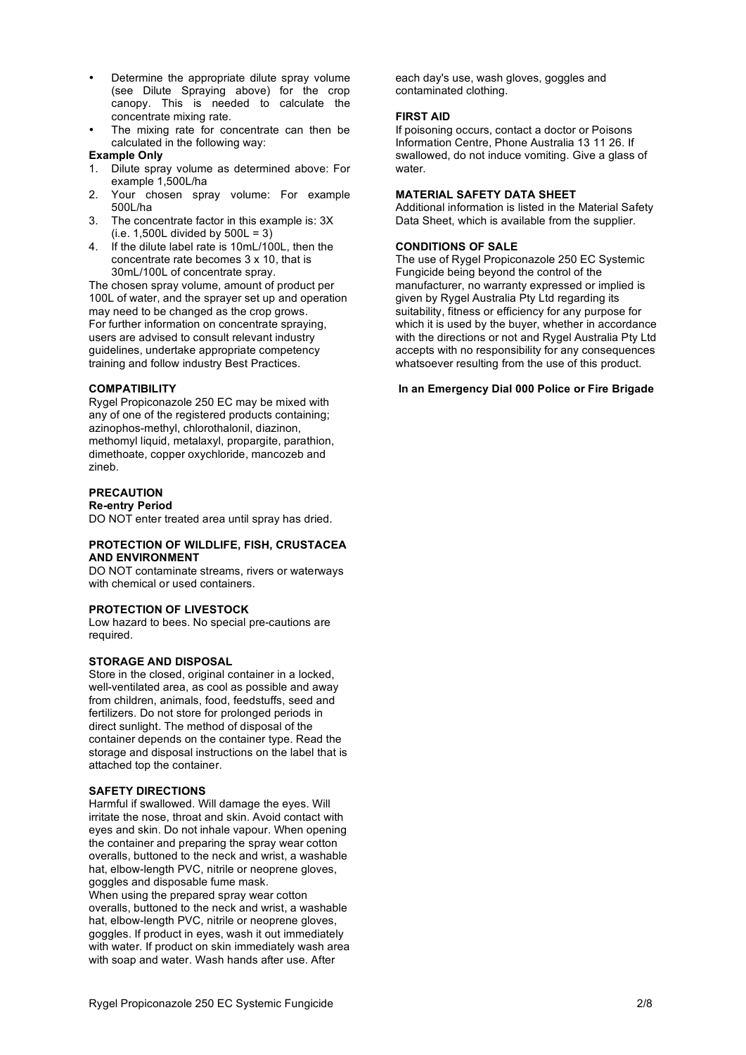- Determine the appropriate dilute spray volume (see Dilute Spraying above) for the crop canopy. This is needed to calculate the concentrate mixing rate.
- The mixing rate for concentrate can then be calculated in the following way:

**Example Only**

1. Dilute spray volume as determined above: For example 1,500L/ha
2. Your chosen spray volume: For example 500L/ha
3. The concentrate factor in this example is: 3X (i.e. 1,500L divided by 500L = 3)
4. If the dilute label rate is 10mL/100L, then the concentrate rate becomes 3 x 10, that is 30mL/100L of concentrate spray.

The chosen spray volume, amount of product per 100L of water, and the sprayer set up and operation may need to be changed as the crop grows.
For further information on concentrate spraying, users are advised to consult relevant industry guidelines, undertake appropriate competency training and follow industry Best Practices.

**COMPATIBILITY**

Rygel Propiconazole 250 EC may be mixed with any of one of the registered products containing; azinophos-methyl, chlorothalonil, diazinon, methomyl liquid, metalaxyl, propargite, parathion, dimethoate, copper oxychloride, mancozeb and zineb.

**PRECAUTION**

**Re-entry Period**

DO NOT enter treated area until spray has dried.

**PROTECTION OF WILDLIFE, FISH, CRUSTACEA AND ENVIRONMENT**

DO NOT contaminate streams, rivers or waterways with chemical or used containers.

**PROTECTION OF LIVESTOCK**

Low hazard to bees. No special pre-cautions are required.

**STORAGE AND DISPOSAL**

Store in the closed, original container in a locked, well-ventilated area, as cool as possible and away from children, animals, food, feedstuffs, seed and fertilizers. Do not store for prolonged periods in direct sunlight. The method of disposal of the container depends on the container type. Read the storage and disposal instructions on the label that is attached top the container.

**SAFETY DIRECTIONS**

Harmful if swallowed. Will damage the eyes. Will irritate the nose, throat and skin. Avoid contact with eyes and skin. Do not inhale vapour. When opening the container and preparing the spray wear cotton overalls, buttoned to the neck and wrist, a washable hat, elbow-length PVC, nitrile or neoprene gloves, goggles and disposable fume mask.
When using the prepared spray wear cotton overalls, buttoned to the neck and wrist, a washable hat, elbow-length PVC, nitrile or neoprene gloves, goggles. If product in eyes, wash it out immediately with water. If product on skin immediately wash area with soap and water. Wash hands after use. After each day's use, wash gloves, goggles and contaminated clothing.

**FIRST AID**

If poisoning occurs, contact a doctor or Poisons Information Centre, Phone Australia 13 11 26. If swallowed, do not induce vomiting. Give a glass of water.

**MATERIAL SAFETY DATA SHEET**

Additional information is listed in the Material Safety Data Sheet, which is available from the supplier.

**CONDITIONS OF SALE**

The use of Rygel Propiconazole 250 EC Systemic Fungicide being beyond the control of the manufacturer, no warranty expressed or implied is given by Rygel Australia Pty Ltd regarding its suitability, fitness or efficiency for any purpose for which it is used by the buyer, whether in accordance with the directions or not and Rygel Australia Pty Ltd accepts with no responsibility for any consequences whatsoever resulting from the use of this product.

**In an Emergency Dial 000 Police or Fire Brigade**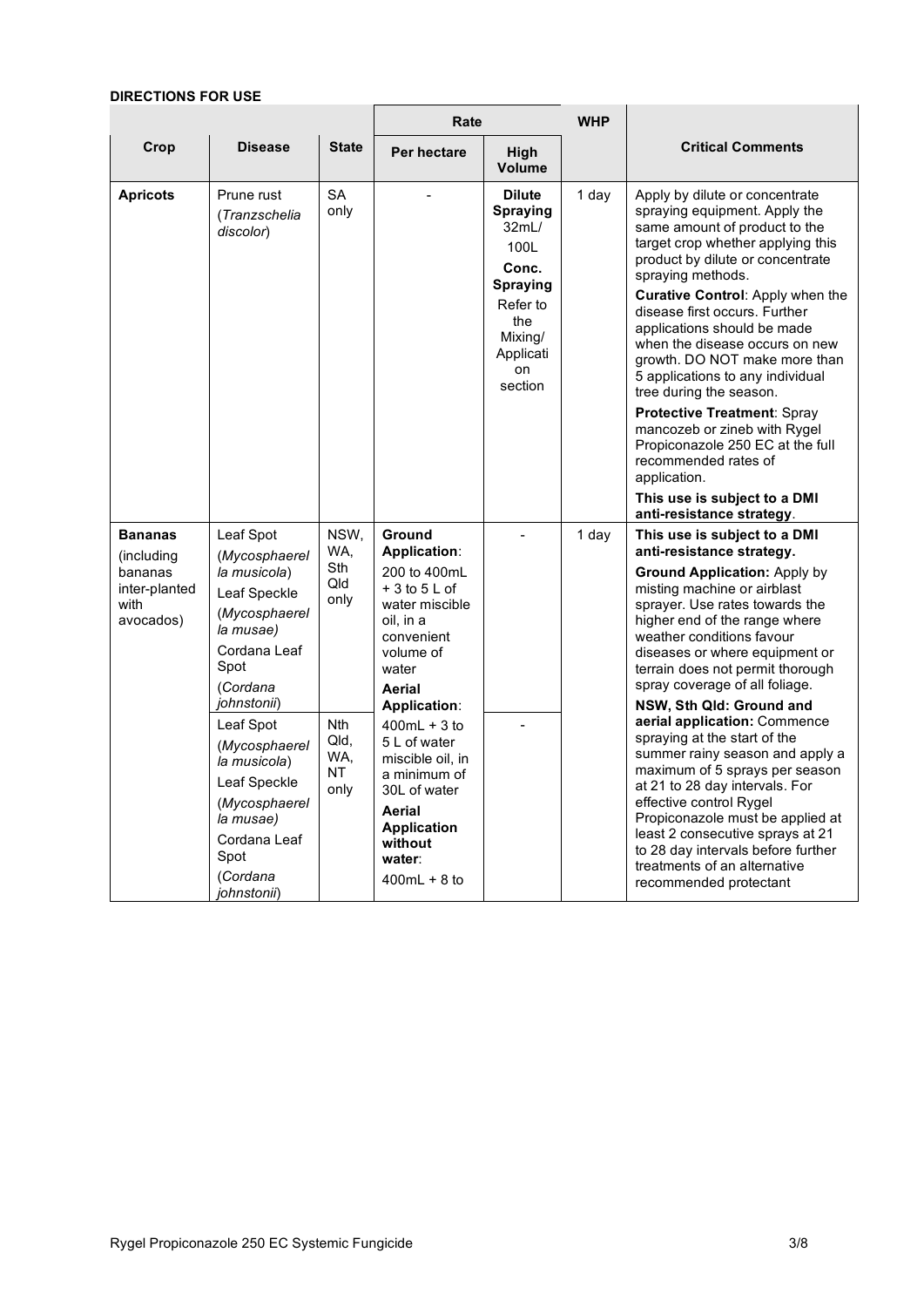**DIRECTIONS FOR USE**

| Crop | Disease | State | Rate | | WHP | Critical Comments |
|---|---|---|---|---|---|---|
| | | | Per hectare | High Volume | | |
| **Apricots** | Prune rust (*Tranzschelia discolor*) | SA only | - | **Dilute Spraying** 32mL/ 100L **Conc. Spraying** Refer to the Mixing/ Application section | 1 day | Apply by dilute or concentrate spraying equipment. Apply the same amount of product to the target crop whether applying this product by dilute or concentrate spraying methods. **Curative Control**: Apply when the disease first occurs. Further applications should be made when the disease occurs on new growth. DO NOT make more than 5 applications to any individual tree during the season. **Protective Treatment**: Spray mancozeb or zineb with Rygel Propiconazole 250 EC at the full recommended rates of application. **This use is subject to a DMI anti-resistance strategy**. |
| **Bananas** (including bananas inter-planted with avocados) | Leaf Spot (*Mycosphaerella musicola*) Leaf Speckle (*Mycosphaerella musae*) Cordana Leaf Spot (*Cordana johnstonii*) | NSW, WA, Sth Qld only | **Ground Application**: 200 to 400mL + 3 to 5 L of water miscible oil, in a convenient volume of water **Aerial Application**: 400mL + 3 to 5 L of water miscible oil, in a minimum of 30L of water **Aerial Application without water**: 400mL + 8 to | - | 1 day | **This use is subject to a DMI anti-resistance strategy.** **Ground Application:** Apply by misting machine or airblast sprayer. Use rates towards the higher end of the range where weather conditions favour diseases or where equipment or terrain does not permit thorough spray coverage of all foliage. **NSW, Sth Qld: Ground and aerial application:** Commence spraying at the start of the summer rainy season and apply a maximum of 5 sprays per season at 21 to 28 day intervals. For effective control Rygel Propiconazole must be applied at least 2 consecutive sprays at 21 to 28 day intervals before further treatments of an alternative recommended protectant |
| | Leaf Spot (*Mycosphaerella musicola*) Leaf Speckle (*Mycosphaerella musae*) Cordana Leaf Spot (*Cordana johnstonii*) | Nth Qld, WA, NT only | | - | | |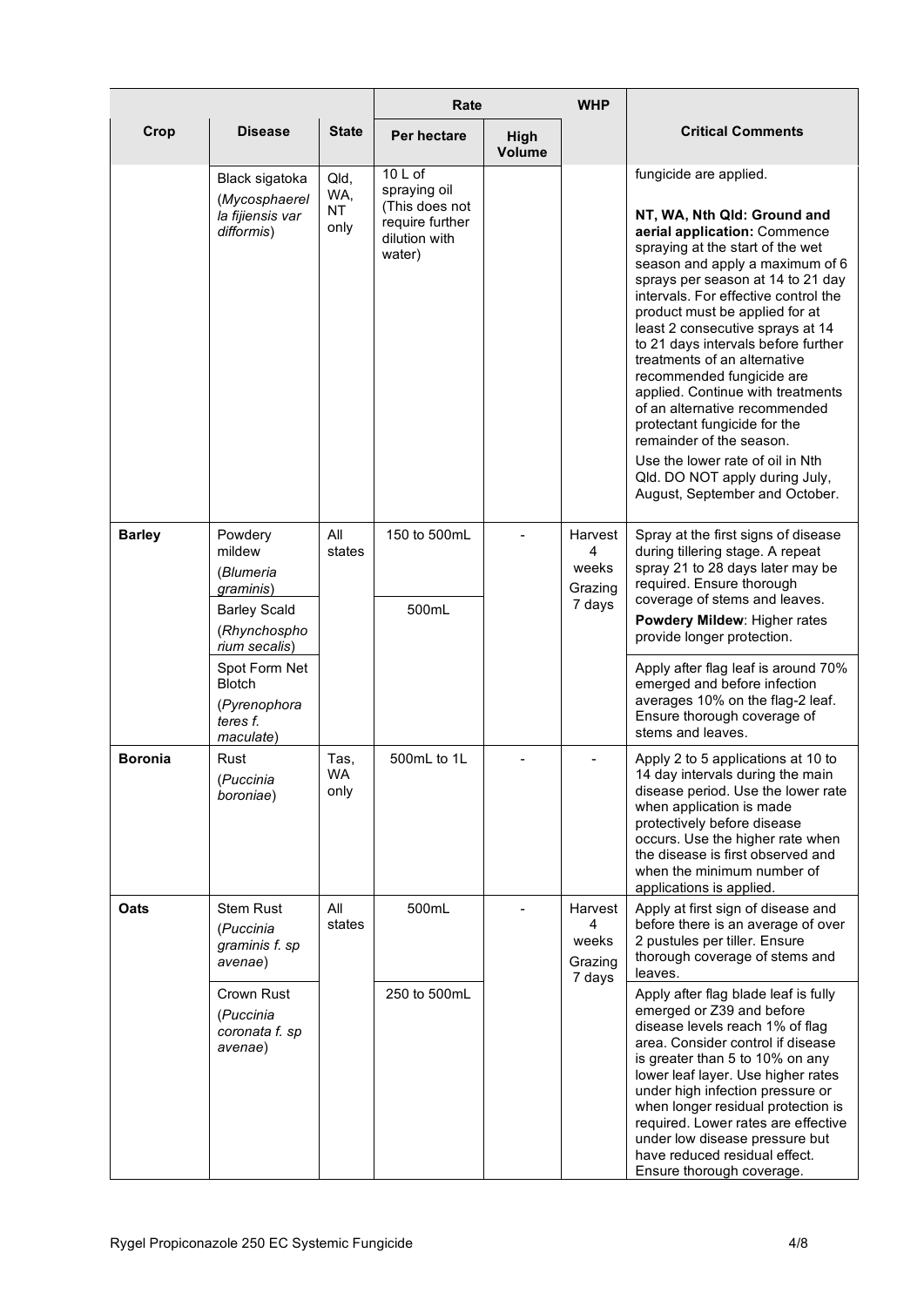| Crop | Disease | State | Rate | | WHP | Critical Comments |
|---|---|---|---|---|---|---|
| | | | Per hectare | High Volume | | |
| | Black sigatoka (*Mycosphaerella fijiensis var difformis*) | Qld, WA, NT only | 10 L of spraying oil (This does not require further dilution with water) | | | fungicide are applied.<br><br>**NT, WA, Nth Qld: Ground and aerial application:** Commence spraying at the start of the wet season and apply a maximum of 6 sprays per season at 14 to 21 day intervals. For effective control the product must be applied for at least 2 consecutive sprays at 14 to 21 days intervals before further treatments of an alternative recommended fungicide are applied. Continue with treatments of an alternative recommended protectant fungicide for the remainder of the season.<br>Use the lower rate of oil in Nth Qld. DO NOT apply during July, August, September and October. |
| **Barley** | Powdery mildew (*Blumeria graminis*) | All states | 150 to 500mL | - | Harvest 4 weeks Grazing 7 days | Spray at the first signs of disease during tillering stage. A repeat spray 21 to 28 days later may be required. Ensure thorough coverage of stems and leaves.<br>**Powdery Mildew**: Higher rates provide longer protection. |
| | Barley Scald (*Rhynchosporium secalis*) | | 500mL | | | |
| | Spot Form Net Blotch (*Pyrenophora teres f. maculate*) | | | | | Apply after flag leaf is around 70% emerged and before infection averages 10% on the flag-2 leaf. Ensure thorough coverage of stems and leaves. |
| **Boronia** | Rust (*Puccinia boroniae*) | Tas, WA only | 500mL to 1L | - | - | Apply 2 to 5 applications at 10 to 14 day intervals during the main disease period. Use the lower rate when application is made protectively before disease occurs. Use the higher rate when the disease is first observed and when the minimum number of applications is applied. |
| **Oats** | Stem Rust (*Puccinia graminis f. sp avenae*) | All states | 500mL | - | Harvest 4 weeks Grazing 7 days | Apply at first sign of disease and before there is an average of over 2 pustules per tiller. Ensure thorough coverage of stems and leaves. |
| | Crown Rust (*Puccinia coronata f. sp avenae*) | | 250 to 500mL | | | Apply after flag blade leaf is fully emerged or Z39 and before disease levels reach 1% of flag area. Consider control if disease is greater than 5 to 10% on any lower leaf layer. Use higher rates under high infection pressure or when longer residual protection is required. Lower rates are effective under low disease pressure but have reduced residual effect. Ensure thorough coverage. |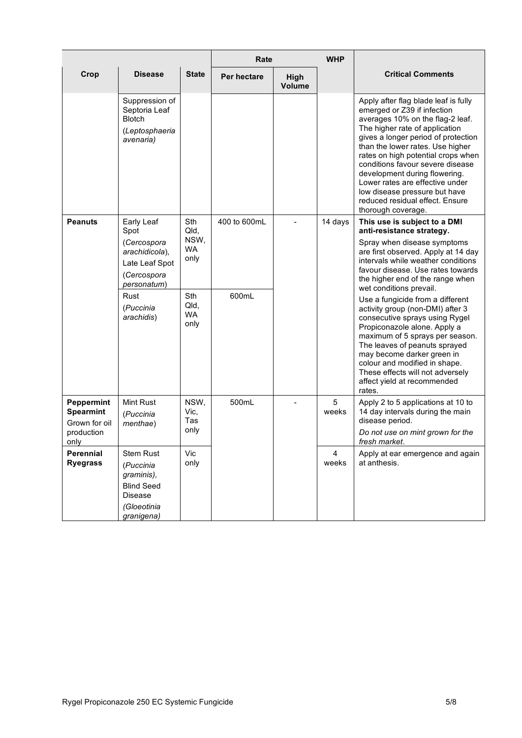| | | | Rate | | WHP | |
|---|---|---|---|---|---|---|
| **Crop** | **Disease** | **State** | **Per hectare** | **High Volume** | | **Critical Comments** |
| | Suppression of Septoria Leaf Blotch (*Leptosphaeria avenaria*) | | | | | Apply after flag blade leaf is fully emerged or Z39 if infection averages 10% on the flag-2 leaf. The higher rate of application gives a longer period of protection than the lower rates. Use higher rates on high potential crops when conditions favour severe disease development during flowering. Lower rates are effective under low disease pressure but have reduced residual effect. Ensure thorough coverage. |
| **Peanuts** | Early Leaf Spot (*Cercospora arachidicola*), Late Leaf Spot (*Cercospora personatum*) | Sth Qld, NSW, WA only | 400 to 600mL | - | 14 days | **This use is subject to a DMI anti-resistance strategy.** Spray when disease symptoms are first observed. Apply at 14 day intervals while weather conditions favour disease. Use rates towards the higher end of the range when wet conditions prevail. |
| | Rust (*Puccinia arachidis*) | Sth Qld, WA only | 600mL | | | Use a fungicide from a different activity group (non-DMI) after 3 consecutive sprays using Rygel Propiconazole alone. Apply a maximum of 5 sprays per season. The leaves of peanuts sprayed may become darker green in colour and modified in shape. These effects will not adversely affect yield at recommended rates. |
| **Peppermint Spearmint** Grown for oil production only | Mint Rust (*Puccinia menthae*) | NSW, Vic, Tas only | 500mL | - | 5 weeks | Apply 2 to 5 applications at 10 to 14 day intervals during the main disease period. *Do not use on mint grown for the fresh market.* |
| **Perennial Ryegrass** | Stem Rust (*Puccinia graminis*), Blind Seed Disease (*Gloeotinia granigena*) | Vic only | | | 4 weeks | Apply at ear emergence and again at anthesis. |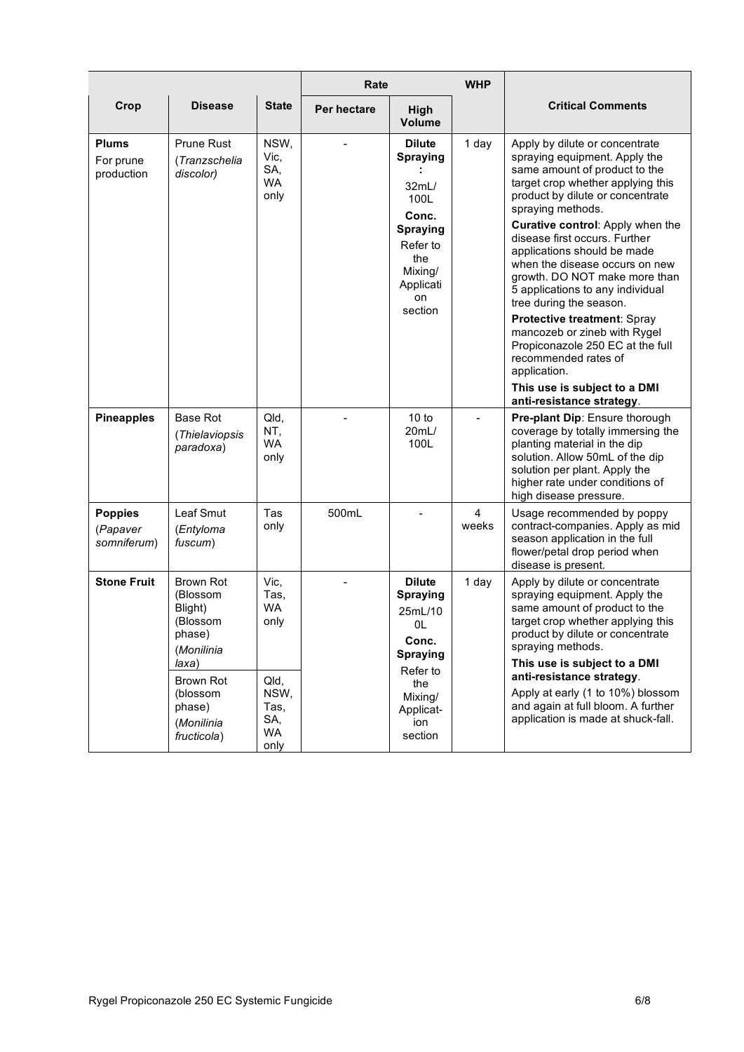| Crop | Disease | State | Rate | | WHP | Critical Comments |
|---|---|---|---|---|---|---|
| | | | Per hectare | High Volume | | |
| **Plums** For prune production | Prune Rust (*Tranzschelia discolor)* | NSW, Vic, SA, WA only | - | **Dilute Spraying**: 32mL/ 100L **Conc. Spraying** Refer to the Mixing/ Application section | 1 day | Apply by dilute or concentrate spraying equipment. Apply the same amount of product to the target crop whether applying this product by dilute or concentrate spraying methods. **Curative control**: Apply when the disease first occurs. Further applications should be made when the disease occurs on new growth. DO NOT make more than 5 applications to any individual tree during the season. **Protective treatment**: Spray mancozeb or zineb with Rygel Propiconazole 250 EC at the full recommended rates of application. **This use is subject to a DMI anti-resistance strategy**. |
| **Pineapples** | Base Rot (*Thielaviopsis paradoxa*) | Qld, NT, WA only | - | 10 to 20mL/ 100L | - | **Pre-plant Dip**: Ensure thorough coverage by totally immersing the planting material in the dip solution. Allow 50mL of the dip solution per plant. Apply the higher rate under conditions of high disease pressure. |
| **Poppies** (*Papaver somniferum*) | Leaf Smut (*Entyloma fuscum*) | Tas only | 500mL | - | 4 weeks | Usage recommended by poppy contract-companies. Apply as mid season application in the full flower/petal drop period when disease is present. |
| **Stone Fruit** | Brown Rot (Blossom Blight) (Blossom phase) (*Monilinia laxa*) | Vic, Tas, WA only | - | **Dilute Spraying** 25mL/100L **Conc. Spraying** Refer to the Mixing/ Application section | 1 day | Apply by dilute or concentrate spraying equipment. Apply the same amount of product to the target crop whether applying this product by dilute or concentrate spraying methods. **This use is subject to a DMI anti-resistance strategy**. Apply at early (1 to 10%) blossom and again at full bloom. A further application is made at shuck-fall. |
| | Brown Rot (blossom phase) (*Monilinia fructicola*) | Qld, NSW, Tas, SA, WA only | | | | |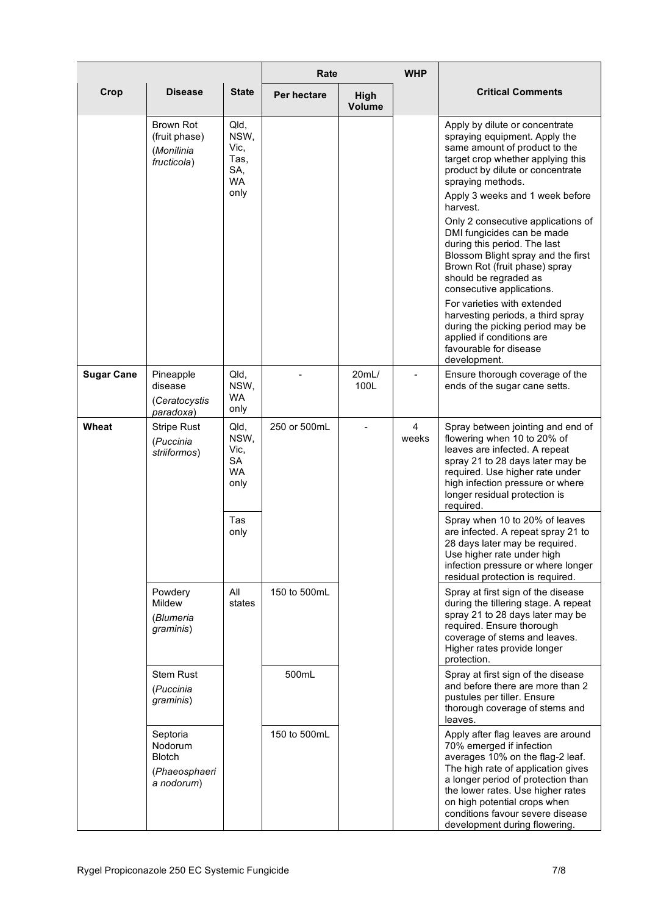| Crop | Disease | State | Rate | | WHP | Critical Comments |
|---|---|---|---|---|---|---|
| | | | Per hectare | High Volume | | |
| | Brown Rot (fruit phase) (*Monilinia fructicola*) | Qld, NSW, Vic, Tas, SA, WA only | | | | Apply by dilute or concentrate spraying equipment. Apply the same amount of product to the target crop whether applying this product by dilute or concentrate spraying methods. Apply 3 weeks and 1 week before harvest. Only 2 consecutive applications of DMI fungicides can be made during this period. The last Blossom Blight spray and the first Brown Rot (fruit phase) spray should be regraded as consecutive applications. For varieties with extended harvesting periods, a third spray during the picking period may be applied if conditions are favourable for disease development. |
| **Sugar Cane** | Pineapple disease (*Ceratocystis paradoxa*) | Qld, NSW, WA only | - | 20mL/ 100L | - | Ensure thorough coverage of the ends of the sugar cane setts. |
| **Wheat** | Stripe Rust (*Puccinia striiformos*) | Qld, NSW, Vic, SA WA only | 250 or 500mL | - | 4 weeks | Spray between jointing and end of flowering when 10 to 20% of leaves are infected. A repeat spray 21 to 28 days later may be required. Use higher rate under high infection pressure or where longer residual protection is required. |
| | | Tas only | | | | Spray when 10 to 20% of leaves are infected. A repeat spray 21 to 28 days later may be required. Use higher rate under high infection pressure or where longer residual protection is required. |
| | Powdery Mildew (*Blumeria graminis*) | All states | 150 to 500mL | | | Spray at first sign of the disease during the tillering stage. A repeat spray 21 to 28 days later may be required. Ensure thorough coverage of stems and leaves. Higher rates provide longer protection. |
| | Stem Rust (*Puccinia graminis*) | | 500mL | | | Spray at first sign of the disease and before there are more than 2 pustules per tiller. Ensure thorough coverage of stems and leaves. |
| | Septoria Nodorum Blotch (*Phaeosphaeria nodorum*) | | 150 to 500mL | | | Apply after flag leaves are around 70% emerged if infection averages 10% on the flag-2 leaf. The high rate of application gives a longer period of protection than the lower rates. Use higher rates on high potential crops when conditions favour severe disease development during flowering. |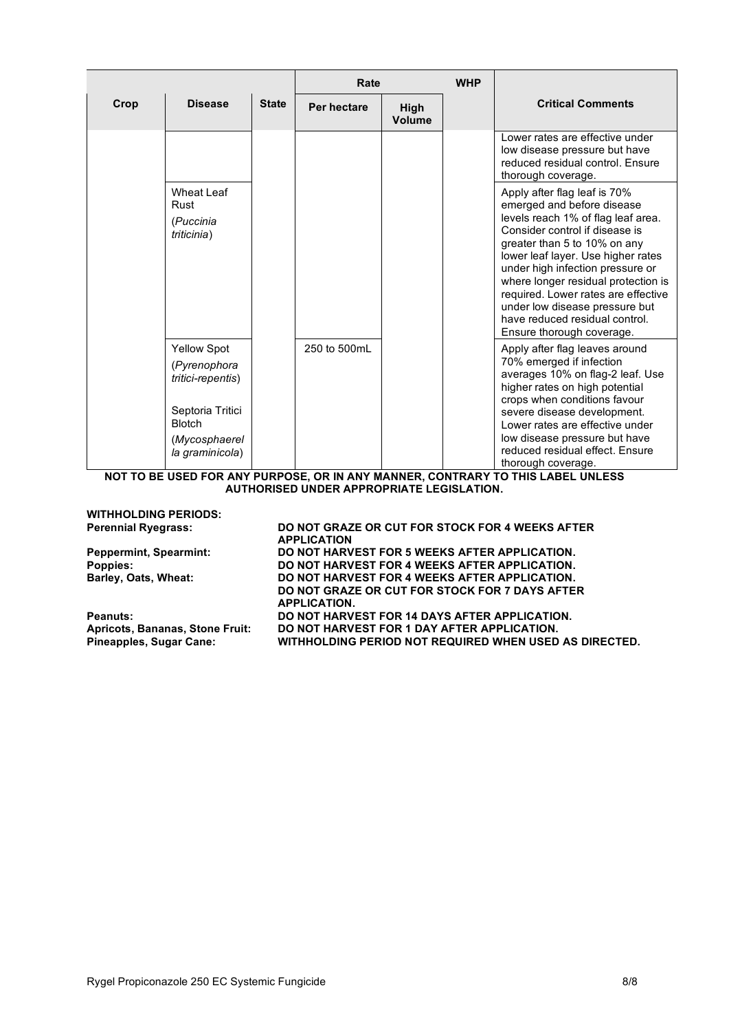| Crop | Disease | State | Rate Per hectare | Rate High Volume | WHP | Critical Comments |
|---|---|---|---|---|---|---|
| | | | | | | Lower rates are effective under low disease pressure but have reduced residual control. Ensure thorough coverage. |
| | Wheat Leaf Rust (*Puccinia triticinia*) | | | | | Apply after flag leaf is 70% emerged and before disease levels reach 1% of flag leaf area. Consider control if disease is greater than 5 to 10% on any lower leaf layer. Use higher rates under high infection pressure or where longer residual protection is required. Lower rates are effective under low disease pressure but have reduced residual control. Ensure thorough coverage. |
| | Yellow Spot (*Pyrenophora tritici-repentis*) Septoria Tritici Blotch (*Mycosphaerella graminicola*) | | 250 to 500mL | | | Apply after flag leaves around 70% emerged if infection averages 10% on flag-2 leaf. Use higher rates on high potential crops when conditions favour severe disease development. Lower rates are effective under low disease pressure but have reduced residual effect. Ensure thorough coverage. |

**NOT TO BE USED FOR ANY PURPOSE, OR IN ANY MANNER, CONTRARY TO THIS LABEL UNLESS AUTHORISED UNDER APPROPRIATE LEGISLATION.**

**WITHHOLDING PERIODS:**

**Perennial Ryegrass:** DO NOT GRAZE OR CUT FOR STOCK FOR 4 WEEKS AFTER APPLICATION

**Peppermint, Spearmint:** DO NOT HARVEST FOR 5 WEEKS AFTER APPLICATION.

**Poppies:** DO NOT HARVEST FOR 4 WEEKS AFTER APPLICATION.

**Barley, Oats, Wheat:** DO NOT HARVEST FOR 4 WEEKS AFTER APPLICATION. DO NOT GRAZE OR CUT FOR STOCK FOR 7 DAYS AFTER APPLICATION.

**Peanuts:** DO NOT HARVEST FOR 14 DAYS AFTER APPLICATION.

**Apricots, Bananas, Stone Fruit:** DO NOT HARVEST FOR 1 DAY AFTER APPLICATION.

**Pineapples, Sugar Cane:** WITHHOLDING PERIOD NOT REQUIRED WHEN USED AS DIRECTED.